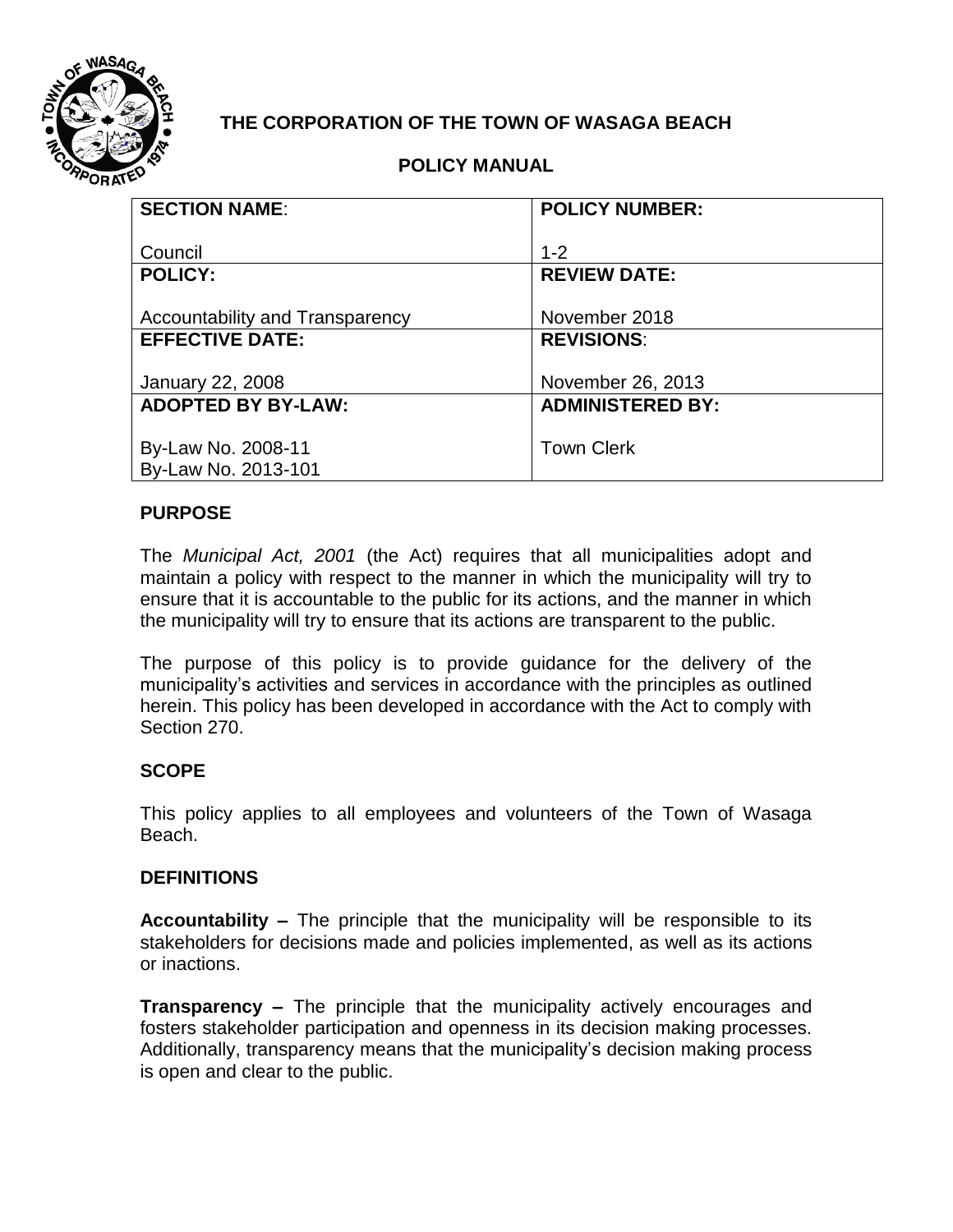# THE CORPORATION OF THE TOWN OF WASAGA BEACH

## POLICY MANUAL

| | |
|---|---|
| **SECTION NAME**:<br><br>Council | **POLICY NUMBER:**<br><br>1-2 |
| **POLICY:**<br><br>Accountability and Transparency | **REVIEW DATE:**<br><br>November 2018 |
| **EFFECTIVE DATE:**<br><br>January 22, 2008 | **REVISIONS**:<br><br>November 26, 2013 |
| **ADOPTED BY BY-LAW:**<br><br>By-Law No. 2008-11<br>By-Law No. 2013-101 | **ADMINISTERED BY:**<br><br>Town Clerk |

### PURPOSE

The *Municipal Act, 2001* (the Act) requires that all municipalities adopt and maintain a policy with respect to the manner in which the municipality will try to ensure that it is accountable to the public for its actions, and the manner in which the municipality will try to ensure that its actions are transparent to the public.

The purpose of this policy is to provide guidance for the delivery of the municipality's activities and services in accordance with the principles as outlined herein. This policy has been developed in accordance with the Act to comply with Section 270.

### SCOPE

This policy applies to all employees and volunteers of the Town of Wasaga Beach.

### DEFINITIONS

**Accountability –** The principle that the municipality will be responsible to its stakeholders for decisions made and policies implemented, as well as its actions or inactions.

**Transparency –** The principle that the municipality actively encourages and fosters stakeholder participation and openness in its decision making processes. Additionally, transparency means that the municipality's decision making process is open and clear to the public.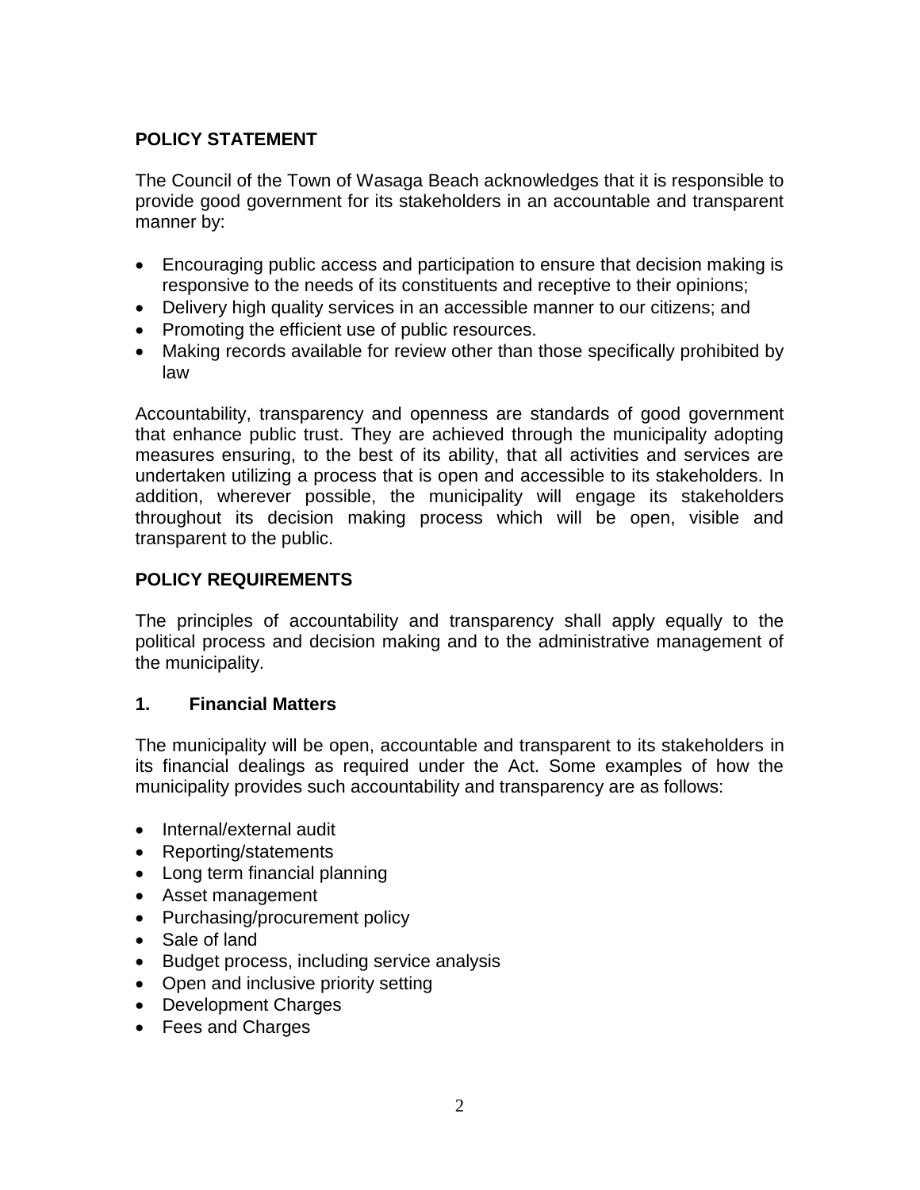## POLICY STATEMENT

The Council of the Town of Wasaga Beach acknowledges that it is responsible to provide good government for its stakeholders in an accountable and transparent manner by:

- Encouraging public access and participation to ensure that decision making is responsive to the needs of its constituents and receptive to their opinions;
- Delivery high quality services in an accessible manner to our citizens; and
- Promoting the efficient use of public resources.
- Making records available for review other than those specifically prohibited by law

Accountability, transparency and openness are standards of good government that enhance public trust. They are achieved through the municipality adopting measures ensuring, to the best of its ability, that all activities and services are undertaken utilizing a process that is open and accessible to its stakeholders. In addition, wherever possible, the municipality will engage its stakeholders throughout its decision making process which will be open, visible and transparent to the public.

## POLICY REQUIREMENTS

The principles of accountability and transparency shall apply equally to the political process and decision making and to the administrative management of the municipality.

### 1. Financial Matters

The municipality will be open, accountable and transparent to its stakeholders in its financial dealings as required under the Act. Some examples of how the municipality provides such accountability and transparency are as follows:

- Internal/external audit
- Reporting/statements
- Long term financial planning
- Asset management
- Purchasing/procurement policy
- Sale of land
- Budget process, including service analysis
- Open and inclusive priority setting
- Development Charges
- Fees and Charges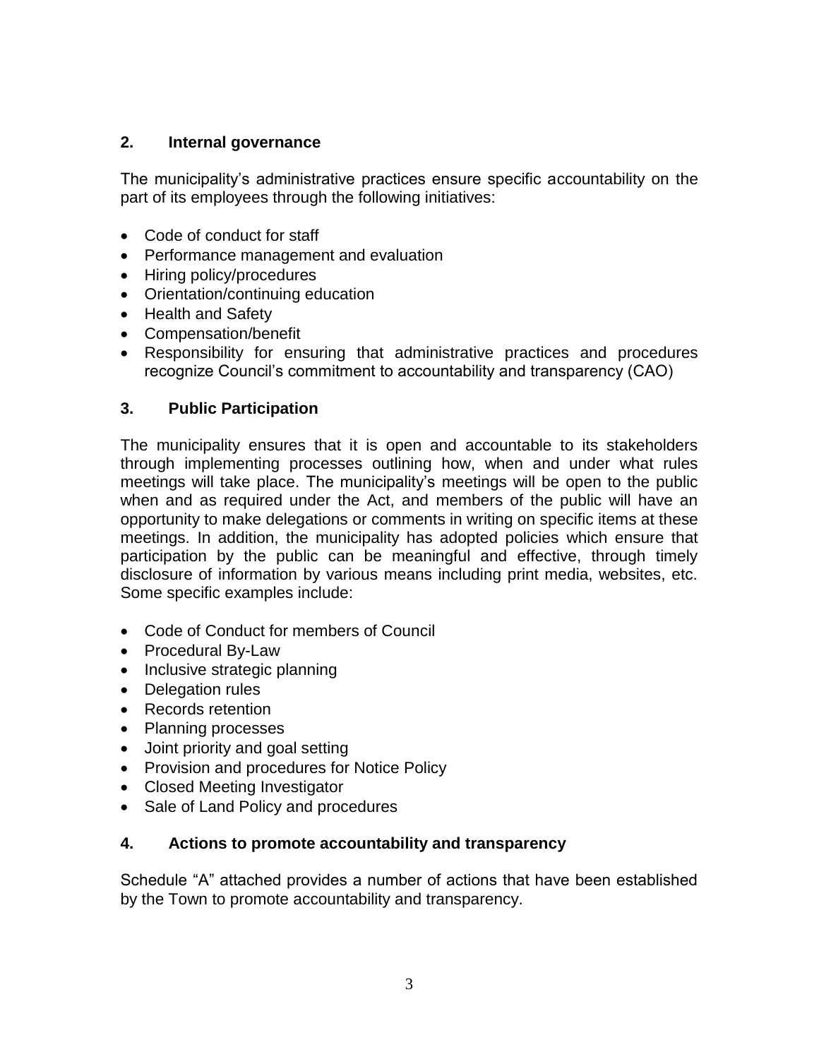## 2. Internal governance

The municipality's administrative practices ensure specific accountability on the part of its employees through the following initiatives:

- Code of conduct for staff
- Performance management and evaluation
- Hiring policy/procedures
- Orientation/continuing education
- Health and Safety
- Compensation/benefit
- Responsibility for ensuring that administrative practices and procedures recognize Council's commitment to accountability and transparency (CAO)

## 3. Public Participation

The municipality ensures that it is open and accountable to its stakeholders through implementing processes outlining how, when and under what rules meetings will take place. The municipality's meetings will be open to the public when and as required under the Act, and members of the public will have an opportunity to make delegations or comments in writing on specific items at these meetings. In addition, the municipality has adopted policies which ensure that participation by the public can be meaningful and effective, through timely disclosure of information by various means including print media, websites, etc. Some specific examples include:

- Code of Conduct for members of Council
- Procedural By-Law
- Inclusive strategic planning
- Delegation rules
- Records retention
- Planning processes
- Joint priority and goal setting
- Provision and procedures for Notice Policy
- Closed Meeting Investigator
- Sale of Land Policy and procedures

## 4. Actions to promote accountability and transparency

Schedule "A" attached provides a number of actions that have been established by the Town to promote accountability and transparency.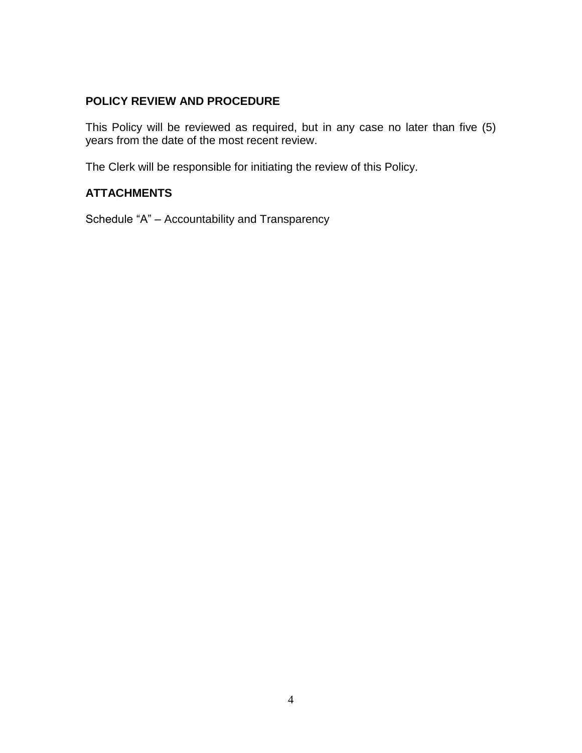## POLICY REVIEW AND PROCEDURE

This Policy will be reviewed as required, but in any case no later than five (5) years from the date of the most recent review.

The Clerk will be responsible for initiating the review of this Policy.

## ATTACHMENTS

Schedule “A” – Accountability and Transparency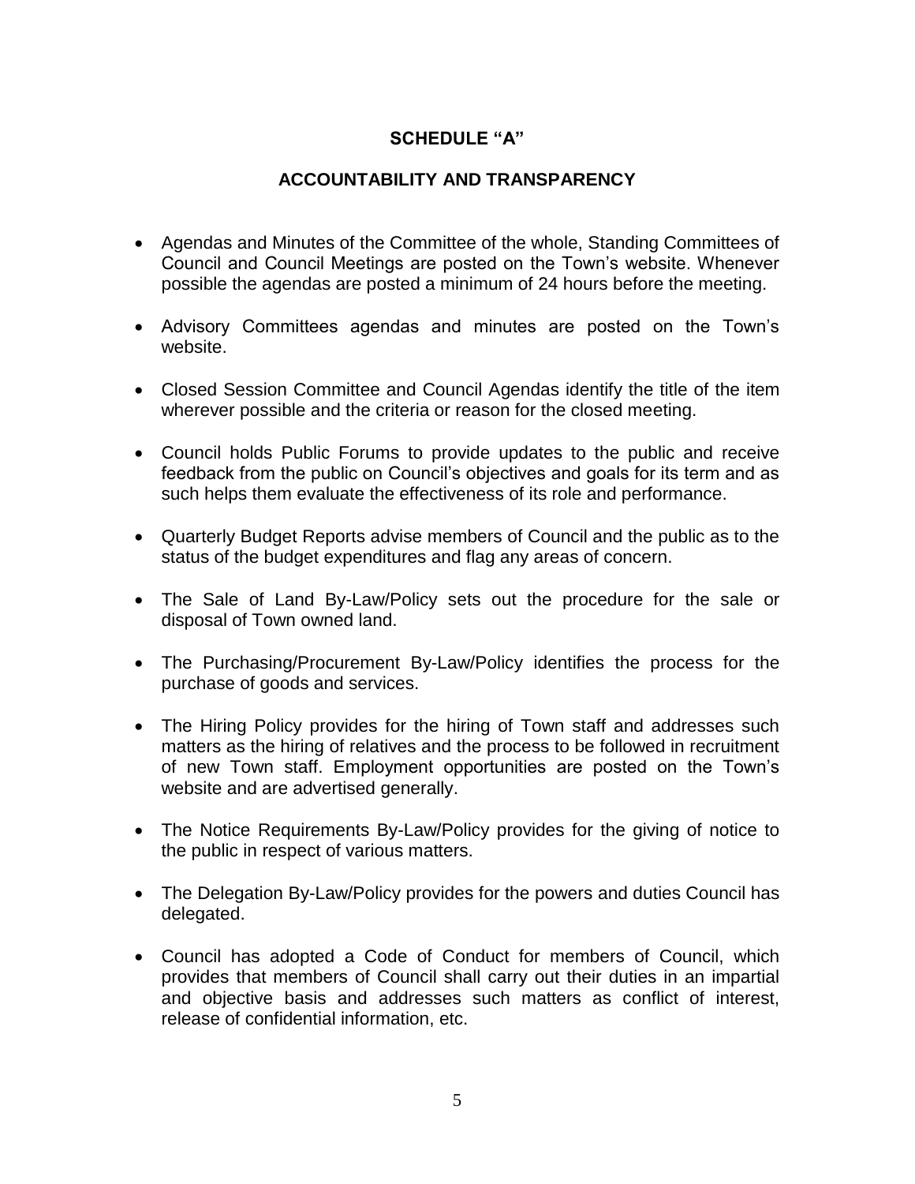## SCHEDULE "A"

## ACCOUNTABILITY AND TRANSPARENCY

- Agendas and Minutes of the Committee of the whole, Standing Committees of Council and Council Meetings are posted on the Town's website. Whenever possible the agendas are posted a minimum of 24 hours before the meeting.

- Advisory Committees agendas and minutes are posted on the Town's website.

- Closed Session Committee and Council Agendas identify the title of the item wherever possible and the criteria or reason for the closed meeting.

- Council holds Public Forums to provide updates to the public and receive feedback from the public on Council's objectives and goals for its term and as such helps them evaluate the effectiveness of its role and performance.

- Quarterly Budget Reports advise members of Council and the public as to the status of the budget expenditures and flag any areas of concern.

- The Sale of Land By-Law/Policy sets out the procedure for the sale or disposal of Town owned land.

- The Purchasing/Procurement By-Law/Policy identifies the process for the purchase of goods and services.

- The Hiring Policy provides for the hiring of Town staff and addresses such matters as the hiring of relatives and the process to be followed in recruitment of new Town staff. Employment opportunities are posted on the Town's website and are advertised generally.

- The Notice Requirements By-Law/Policy provides for the giving of notice to the public in respect of various matters.

- The Delegation By-Law/Policy provides for the powers and duties Council has delegated.

- Council has adopted a Code of Conduct for members of Council, which provides that members of Council shall carry out their duties in an impartial and objective basis and addresses such matters as conflict of interest, release of confidential information, etc.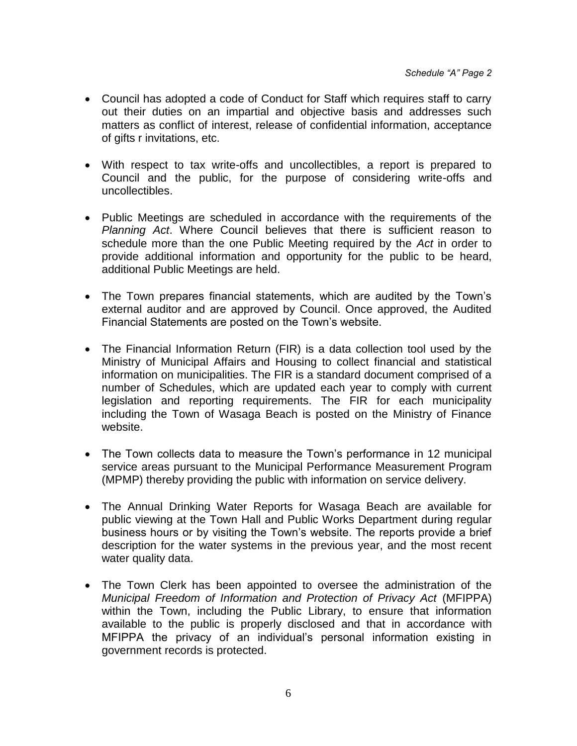- Council has adopted a code of Conduct for Staff which requires staff to carry out their duties on an impartial and objective basis and addresses such matters as conflict of interest, release of confidential information, acceptance of gifts r invitations, etc.

- With respect to tax write-offs and uncollectibles, a report is prepared to Council and the public, for the purpose of considering write-offs and uncollectibles.

- Public Meetings are scheduled in accordance with the requirements of the *Planning Act*. Where Council believes that there is sufficient reason to schedule more than the one Public Meeting required by the *Act* in order to provide additional information and opportunity for the public to be heard, additional Public Meetings are held.

- The Town prepares financial statements, which are audited by the Town's external auditor and are approved by Council. Once approved, the Audited Financial Statements are posted on the Town's website.

- The Financial Information Return (FIR) is a data collection tool used by the Ministry of Municipal Affairs and Housing to collect financial and statistical information on municipalities. The FIR is a standard document comprised of a number of Schedules, which are updated each year to comply with current legislation and reporting requirements. The FIR for each municipality including the Town of Wasaga Beach is posted on the Ministry of Finance website.

- The Town collects data to measure the Town's performance in 12 municipal service areas pursuant to the Municipal Performance Measurement Program (MPMP) thereby providing the public with information on service delivery.

- The Annual Drinking Water Reports for Wasaga Beach are available for public viewing at the Town Hall and Public Works Department during regular business hours or by visiting the Town's website. The reports provide a brief description for the water systems in the previous year, and the most recent water quality data.

- The Town Clerk has been appointed to oversee the administration of the *Municipal Freedom of Information and Protection of Privacy Act* (MFIPPA) within the Town, including the Public Library, to ensure that information available to the public is properly disclosed and that in accordance with MFIPPA the privacy of an individual's personal information existing in government records is protected.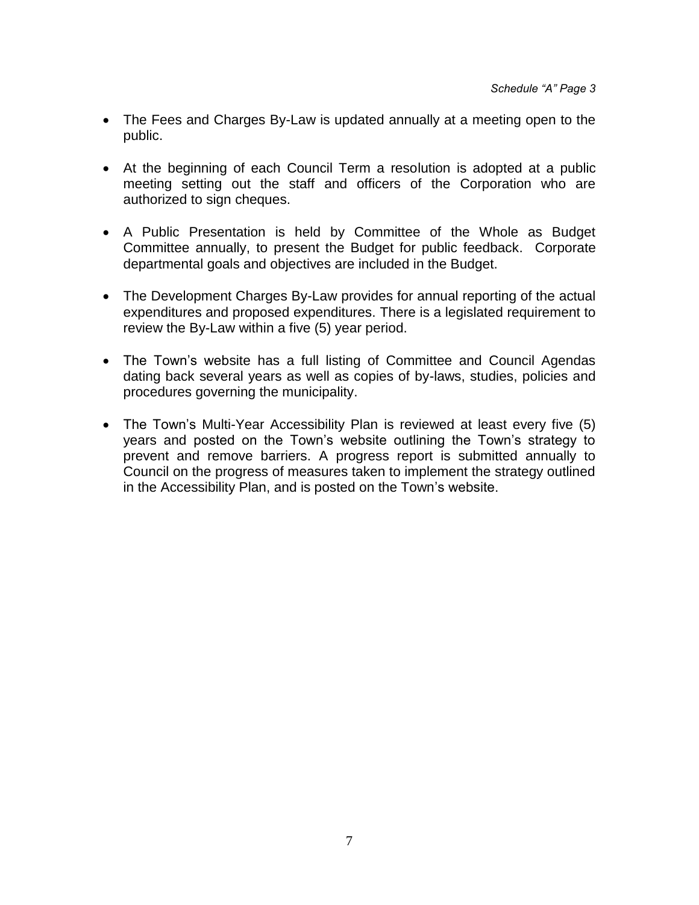- The Fees and Charges By-Law is updated annually at a meeting open to the public.

- At the beginning of each Council Term a resolution is adopted at a public meeting setting out the staff and officers of the Corporation who are authorized to sign cheques.

- A Public Presentation is held by Committee of the Whole as Budget Committee annually, to present the Budget for public feedback. Corporate departmental goals and objectives are included in the Budget.

- The Development Charges By-Law provides for annual reporting of the actual expenditures and proposed expenditures. There is a legislated requirement to review the By-Law within a five (5) year period.

- The Town's website has a full listing of Committee and Council Agendas dating back several years as well as copies of by-laws, studies, policies and procedures governing the municipality.

- The Town's Multi-Year Accessibility Plan is reviewed at least every five (5) years and posted on the Town's website outlining the Town's strategy to prevent and remove barriers. A progress report is submitted annually to Council on the progress of measures taken to implement the strategy outlined in the Accessibility Plan, and is posted on the Town's website.